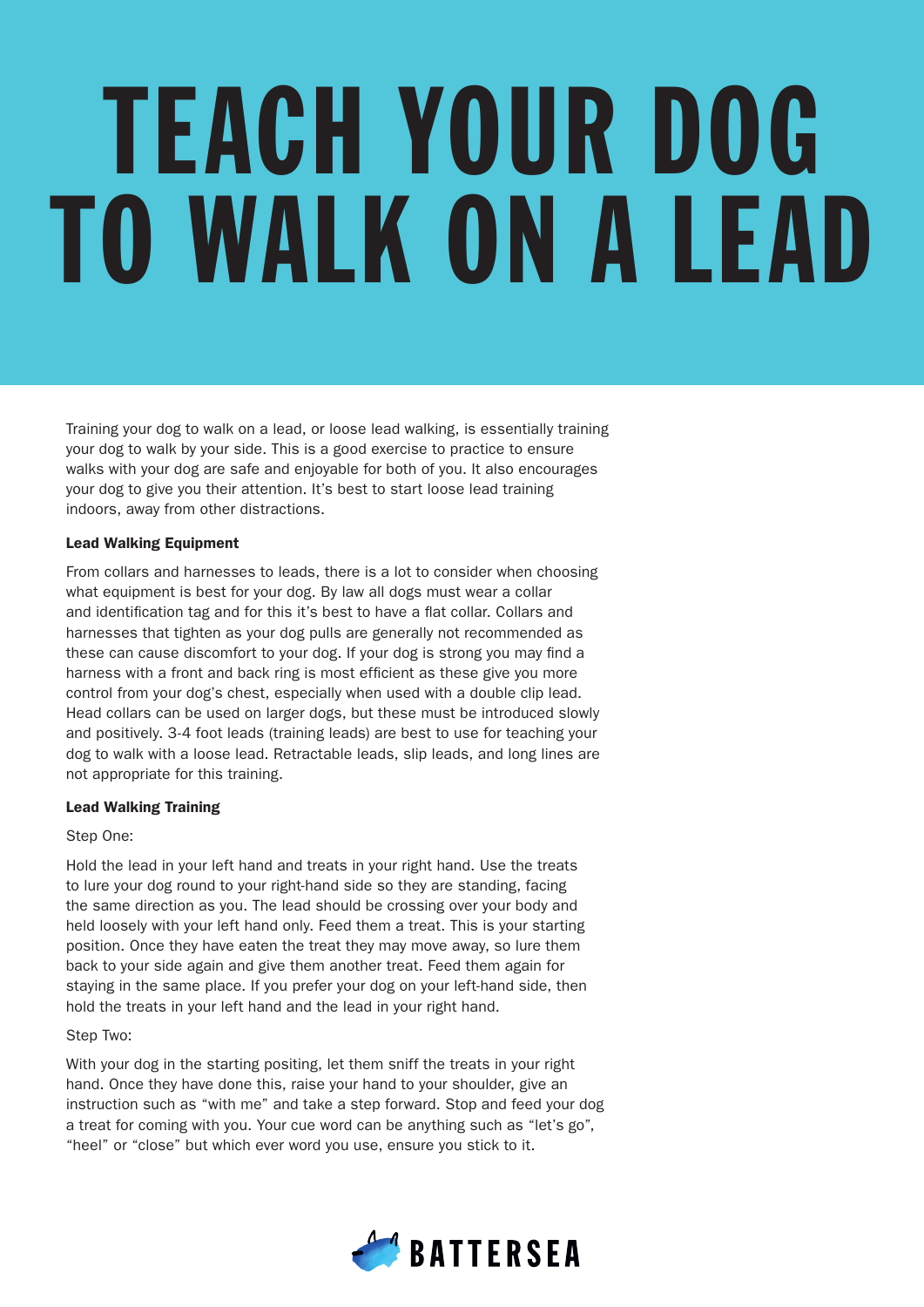# TEACH YOUR DOG TO WALK ON A LEAD

Training your dog to walk on a lead, or loose lead walking, is essentially training your dog to walk by your side. This is a good exercise to practice to ensure walks with your dog are safe and enjoyable for both of you. It also encourages your dog to give you their attention. It's best to start loose lead training indoors, away from other distractions.

**Lead Walking Equipment**

From collars and harnesses to leads, there is a lot to consider when choosing what equipment is best for your dog. By law all dogs must wear a collar and identification tag and for this it's best to have a flat collar. Collars and harnesses that tighten as your dog pulls are generally not recommended as these can cause discomfort to your dog. If your dog is strong you may find a harness with a front and back ring is most efficient as these give you more control from your dog's chest, especially when used with a double clip lead. Head collars can be used on larger dogs, but these must be introduced slowly and positively. 3-4 foot leads (training leads) are best to use for teaching your dog to walk with a loose lead. Retractable leads, slip leads, and long lines are not appropriate for this training.

**Lead Walking Training**

Step One:

Hold the lead in your left hand and treats in your right hand. Use the treats to lure your dog round to your right-hand side so they are standing, facing the same direction as you. The lead should be crossing over your body and held loosely with your left hand only. Feed them a treat. This is your starting position. Once they have eaten the treat they may move away, so lure them back to your side again and give them another treat. Feed them again for staying in the same place. If you prefer your dog on your left-hand side, then hold the treats in your left hand and the lead in your right hand.

Step Two:

With your dog in the starting positing, let them sniff the treats in your right hand. Once they have done this, raise your hand to your shoulder, give an instruction such as "with me" and take a step forward. Stop and feed your dog a treat for coming with you. Your cue word can be anything such as "let's go", "heel" or "close" but which ever word you use, ensure you stick to it.

BATTERSEA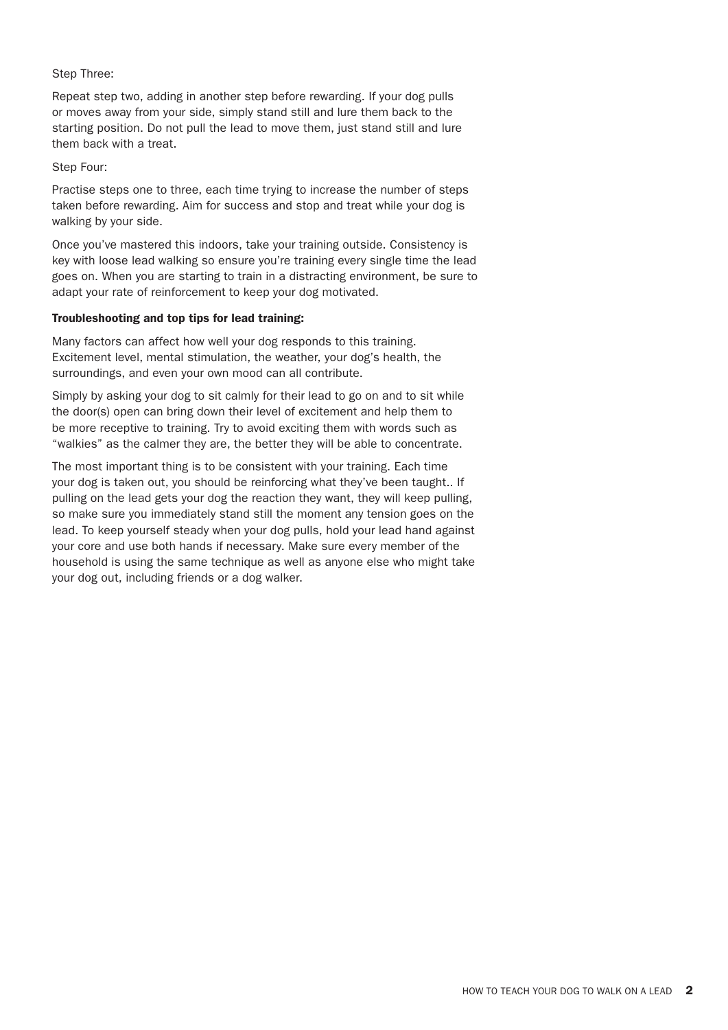Step Three:

Repeat step two, adding in another step before rewarding. If your dog pulls or moves away from your side, simply stand still and lure them back to the starting position. Do not pull the lead to move them, just stand still and lure them back with a treat.

Step Four:

Practise steps one to three, each time trying to increase the number of steps taken before rewarding. Aim for success and stop and treat while your dog is walking by your side.

Once you've mastered this indoors, take your training outside. Consistency is key with loose lead walking so ensure you're training every single time the lead goes on. When you are starting to train in a distracting environment, be sure to adapt your rate of reinforcement to keep your dog motivated.

**Troubleshooting and top tips for lead training:**

Many factors can affect how well your dog responds to this training. Excitement level, mental stimulation, the weather, your dog's health, the surroundings, and even your own mood can all contribute.

Simply by asking your dog to sit calmly for their lead to go on and to sit while the door(s) open can bring down their level of excitement and help them to be more receptive to training. Try to avoid exciting them with words such as "walkies" as the calmer they are, the better they will be able to concentrate.

The most important thing is to be consistent with your training. Each time your dog is taken out, you should be reinforcing what they've been taught.. If pulling on the lead gets your dog the reaction they want, they will keep pulling, so make sure you immediately stand still the moment any tension goes on the lead. To keep yourself steady when your dog pulls, hold your lead hand against your core and use both hands if necessary. Make sure every member of the household is using the same technique as well as anyone else who might take your dog out, including friends or a dog walker.